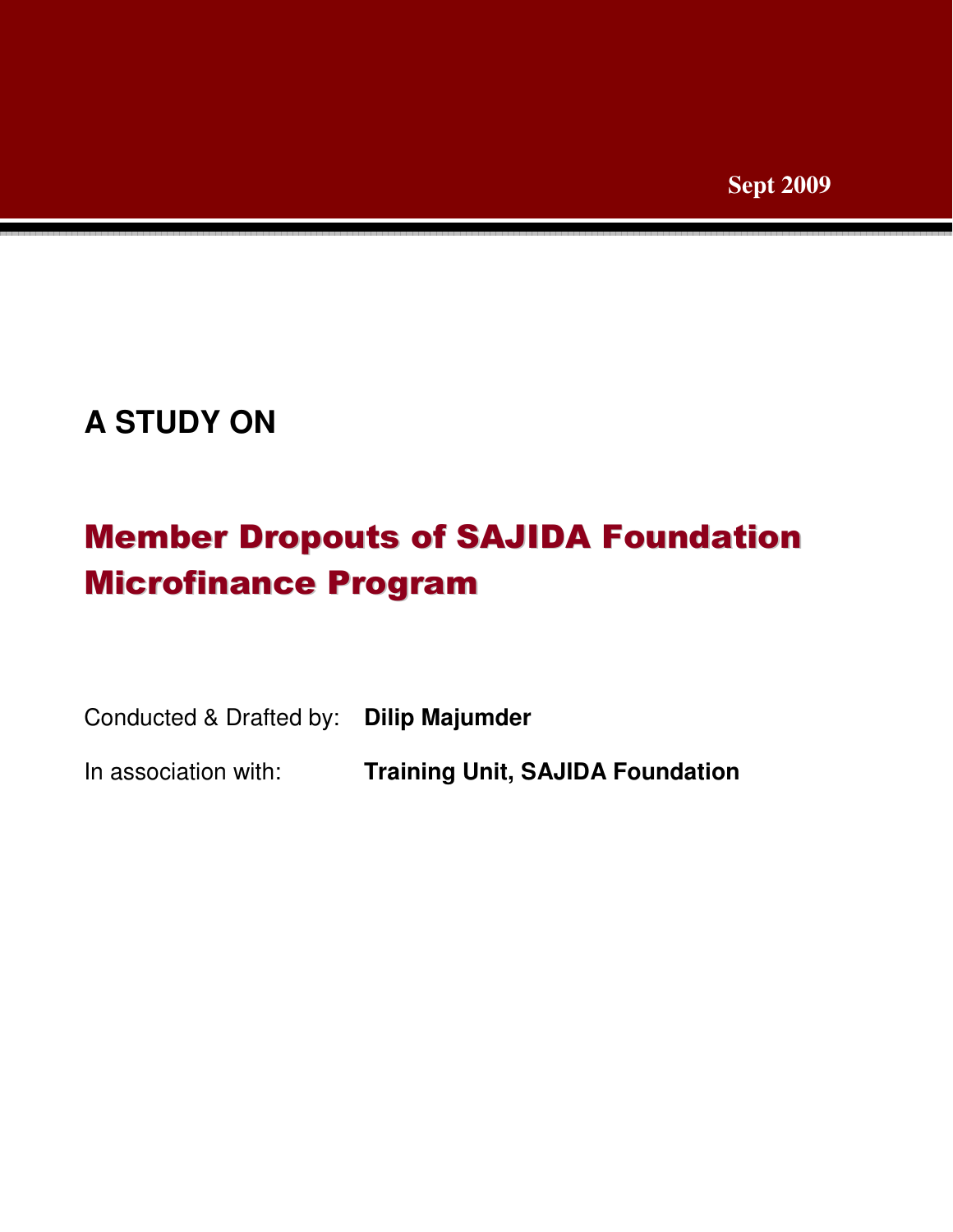Sept 2009

**A STUDY ON**

# Member Dropouts of SAJIDA Foundation Microfinance Program

Conducted & Drafted by: **Dilip Majumder**

In association with: **Training Unit, SAJIDA Foundation**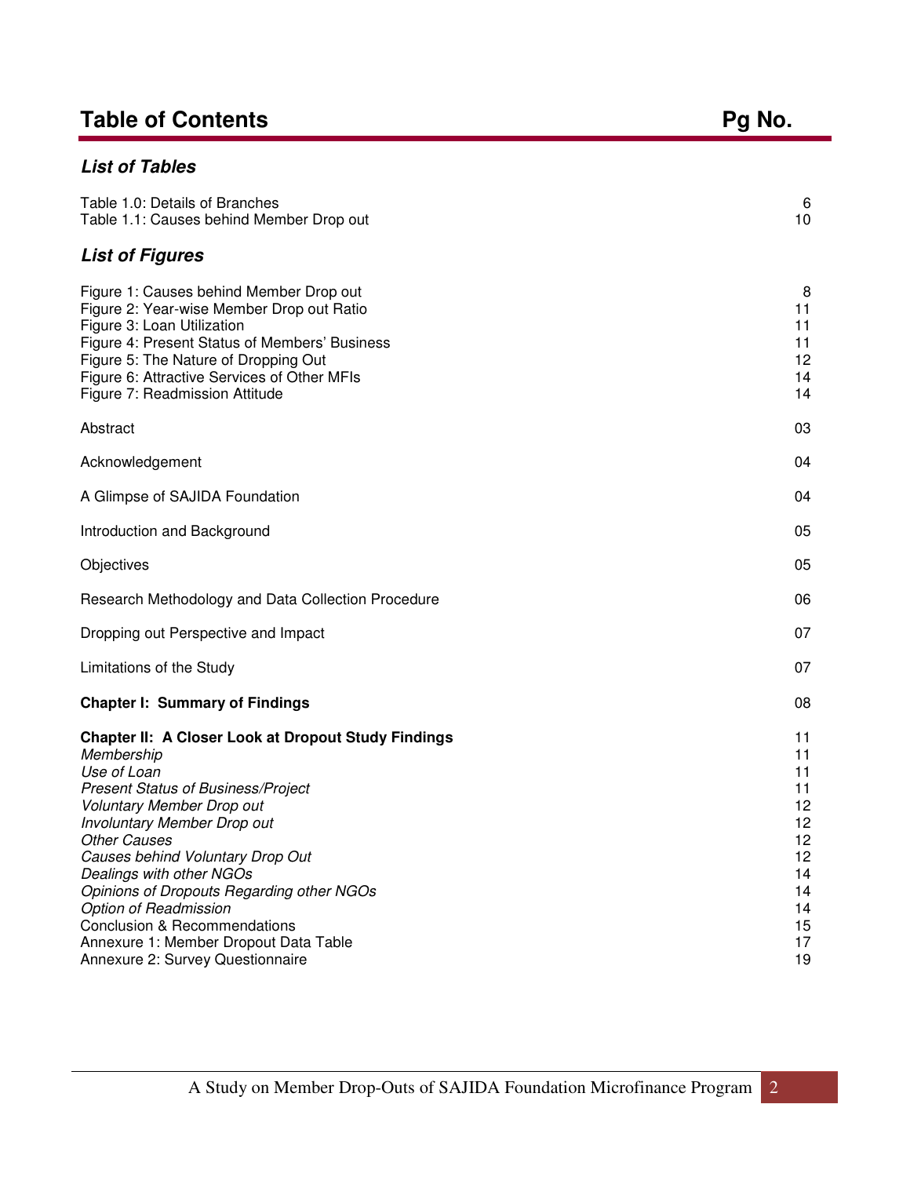# Table of Contents

| | Pg No. |
|---|---|
| ***List of Tables*** | |
| Table 1.0: Details of Branches | 6 |
| Table 1.1: Causes behind Member Drop out | 10 |
| ***List of Figures*** | |
| Figure 1: Causes behind Member Drop out | 8 |
| Figure 2: Year-wise Member Drop out Ratio | 11 |
| Figure 3: Loan Utilization | 11 |
| Figure 4: Present Status of Members' Business | 11 |
| Figure 5: The Nature of Dropping Out | 12 |
| Figure 6: Attractive Services of Other MFIs | 14 |
| Figure 7: Readmission Attitude | 14 |
| Abstract | 03 |
| Acknowledgement | 04 |
| A Glimpse of SAJIDA Foundation | 04 |
| Introduction and Background | 05 |
| Objectives | 05 |
| Research Methodology and Data Collection Procedure | 06 |
| Dropping out Perspective and Impact | 07 |
| Limitations of the Study | 07 |
| **Chapter I: Summary of Findings** | 08 |
| **Chapter II: A Closer Look at Dropout Study Findings** | 11 |
| *Membership* | 11 |
| *Use of Loan* | 11 |
| *Present Status of Business/Project* | 11 |
| *Voluntary Member Drop out* | 12 |
| *Involuntary Member Drop out* | 12 |
| *Other Causes* | 12 |
| *Causes behind Voluntary Drop Out* | 12 |
| *Dealings with other NGOs* | 14 |
| *Opinions of Dropouts Regarding other NGOs* | 14 |
| *Option of Readmission* | 14 |
| Conclusion & Recommendations | 15 |
| Annexure 1: Member Dropout Data Table | 17 |
| Annexure 2: Survey Questionnaire | 19 |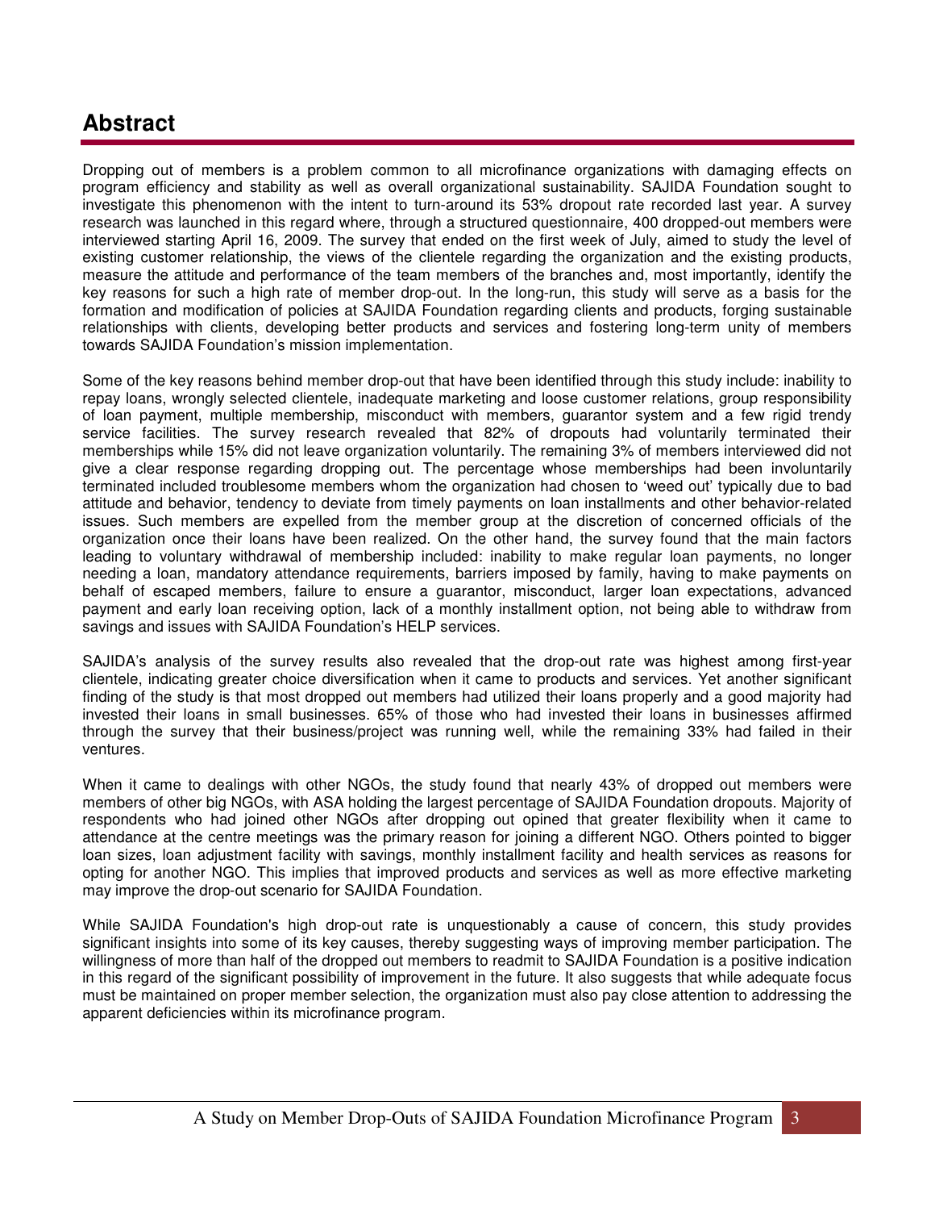## Abstract

Dropping out of members is a problem common to all microfinance organizations with damaging effects on program efficiency and stability as well as overall organizational sustainability. SAJIDA Foundation sought to investigate this phenomenon with the intent to turn-around its 53% dropout rate recorded last year. A survey research was launched in this regard where, through a structured questionnaire, 400 dropped-out members were interviewed starting April 16, 2009. The survey that ended on the first week of July, aimed to study the level of existing customer relationship, the views of the clientele regarding the organization and the existing products, measure the attitude and performance of the team members of the branches and, most importantly, identify the key reasons for such a high rate of member drop-out. In the long-run, this study will serve as a basis for the formation and modification of policies at SAJIDA Foundation regarding clients and products, forging sustainable relationships with clients, developing better products and services and fostering long-term unity of members towards SAJIDA Foundation's mission implementation.

Some of the key reasons behind member drop-out that have been identified through this study include: inability to repay loans, wrongly selected clientele, inadequate marketing and loose customer relations, group responsibility of loan payment, multiple membership, misconduct with members, guarantor system and a few rigid trendy service facilities. The survey research revealed that 82% of dropouts had voluntarily terminated their memberships while 15% did not leave organization voluntarily. The remaining 3% of members interviewed did not give a clear response regarding dropping out. The percentage whose memberships had been involuntarily terminated included troublesome members whom the organization had chosen to 'weed out' typically due to bad attitude and behavior, tendency to deviate from timely payments on loan installments and other behavior-related issues. Such members are expelled from the member group at the discretion of concerned officials of the organization once their loans have been realized. On the other hand, the survey found that the main factors leading to voluntary withdrawal of membership included: inability to make regular loan payments, no longer needing a loan, mandatory attendance requirements, barriers imposed by family, having to make payments on behalf of escaped members, failure to ensure a guarantor, misconduct, larger loan expectations, advanced payment and early loan receiving option, lack of a monthly installment option, not being able to withdraw from savings and issues with SAJIDA Foundation's HELP services.

SAJIDA's analysis of the survey results also revealed that the drop-out rate was highest among first-year clientele, indicating greater choice diversification when it came to products and services. Yet another significant finding of the study is that most dropped out members had utilized their loans properly and a good majority had invested their loans in small businesses. 65% of those who had invested their loans in businesses affirmed through the survey that their business/project was running well, while the remaining 33% had failed in their ventures.

When it came to dealings with other NGOs, the study found that nearly 43% of dropped out members were members of other big NGOs, with ASA holding the largest percentage of SAJIDA Foundation dropouts. Majority of respondents who had joined other NGOs after dropping out opined that greater flexibility when it came to attendance at the centre meetings was the primary reason for joining a different NGO. Others pointed to bigger loan sizes, loan adjustment facility with savings, monthly installment facility and health services as reasons for opting for another NGO. This implies that improved products and services as well as more effective marketing may improve the drop-out scenario for SAJIDA Foundation.

While SAJIDA Foundation's high drop-out rate is unquestionably a cause of concern, this study provides significant insights into some of its key causes, thereby suggesting ways of improving member participation. The willingness of more than half of the dropped out members to readmit to SAJIDA Foundation is a positive indication in this regard of the significant possibility of improvement in the future. It also suggests that while adequate focus must be maintained on proper member selection, the organization must also pay close attention to addressing the apparent deficiencies within its microfinance program.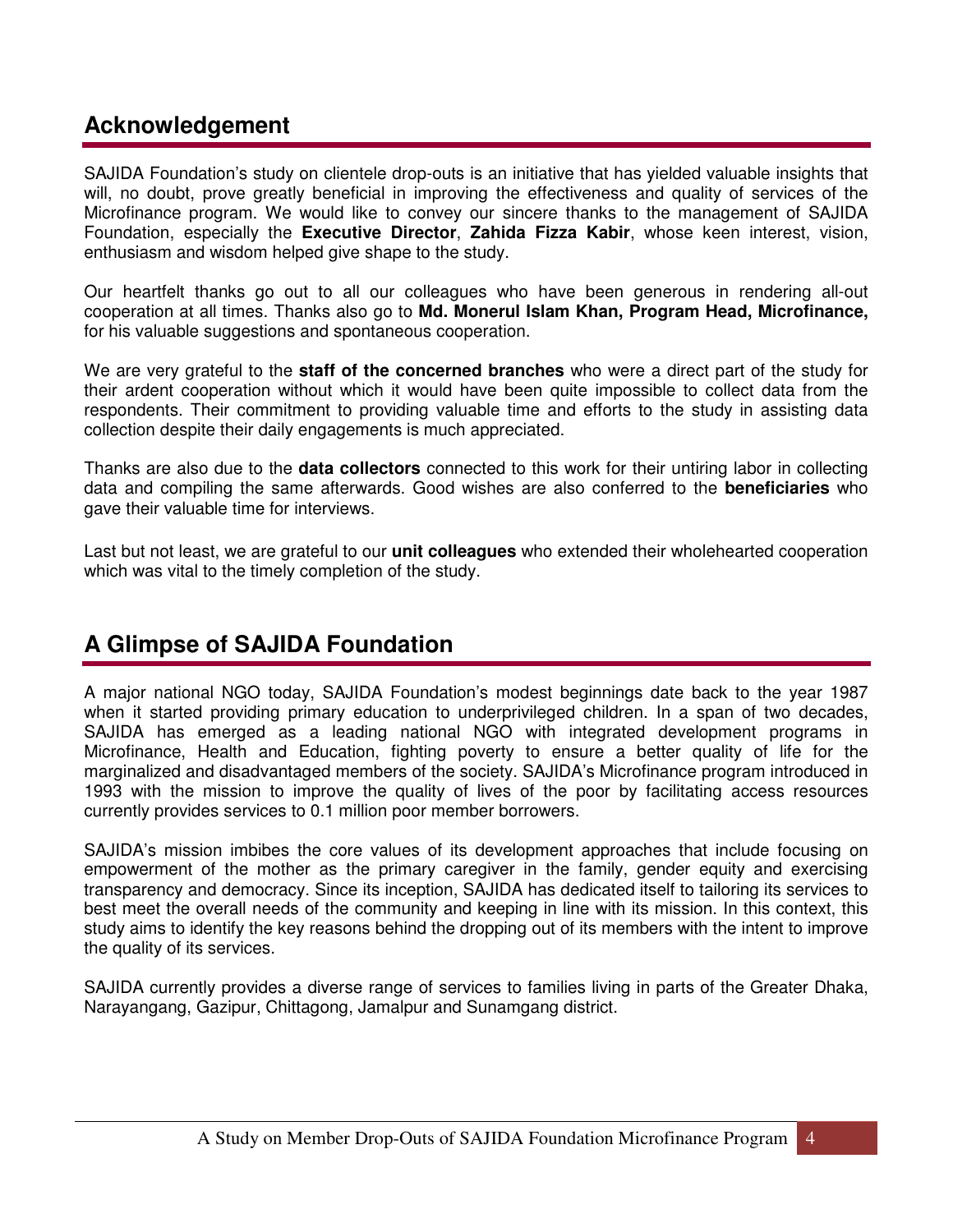## Acknowledgement

SAJIDA Foundation's study on clientele drop-outs is an initiative that has yielded valuable insights that will, no doubt, prove greatly beneficial in improving the effectiveness and quality of services of the Microfinance program. We would like to convey our sincere thanks to the management of SAJIDA Foundation, especially the **Executive Director**, **Zahida Fizza Kabir**, whose keen interest, vision, enthusiasm and wisdom helped give shape to the study.

Our heartfelt thanks go out to all our colleagues who have been generous in rendering all-out cooperation at all times. Thanks also go to **Md. Monerul Islam Khan, Program Head, Microfinance,** for his valuable suggestions and spontaneous cooperation.

We are very grateful to the **staff of the concerned branches** who were a direct part of the study for their ardent cooperation without which it would have been quite impossible to collect data from the respondents. Their commitment to providing valuable time and efforts to the study in assisting data collection despite their daily engagements is much appreciated.

Thanks are also due to the **data collectors** connected to this work for their untiring labor in collecting data and compiling the same afterwards. Good wishes are also conferred to the **beneficiaries** who gave their valuable time for interviews.

Last but not least, we are grateful to our **unit colleagues** who extended their wholehearted cooperation which was vital to the timely completion of the study.

## A Glimpse of SAJIDA Foundation

A major national NGO today, SAJIDA Foundation's modest beginnings date back to the year 1987 when it started providing primary education to underprivileged children. In a span of two decades, SAJIDA has emerged as a leading national NGO with integrated development programs in Microfinance, Health and Education, fighting poverty to ensure a better quality of life for the marginalized and disadvantaged members of the society. SAJIDA's Microfinance program introduced in 1993 with the mission to improve the quality of lives of the poor by facilitating access resources currently provides services to 0.1 million poor member borrowers.

SAJIDA's mission imbibes the core values of its development approaches that include focusing on empowerment of the mother as the primary caregiver in the family, gender equity and exercising transparency and democracy. Since its inception, SAJIDA has dedicated itself to tailoring its services to best meet the overall needs of the community and keeping in line with its mission. In this context, this study aims to identify the key reasons behind the dropping out of its members with the intent to improve the quality of its services.

SAJIDA currently provides a diverse range of services to families living in parts of the Greater Dhaka, Narayangang, Gazipur, Chittagong, Jamalpur and Sunamgang district.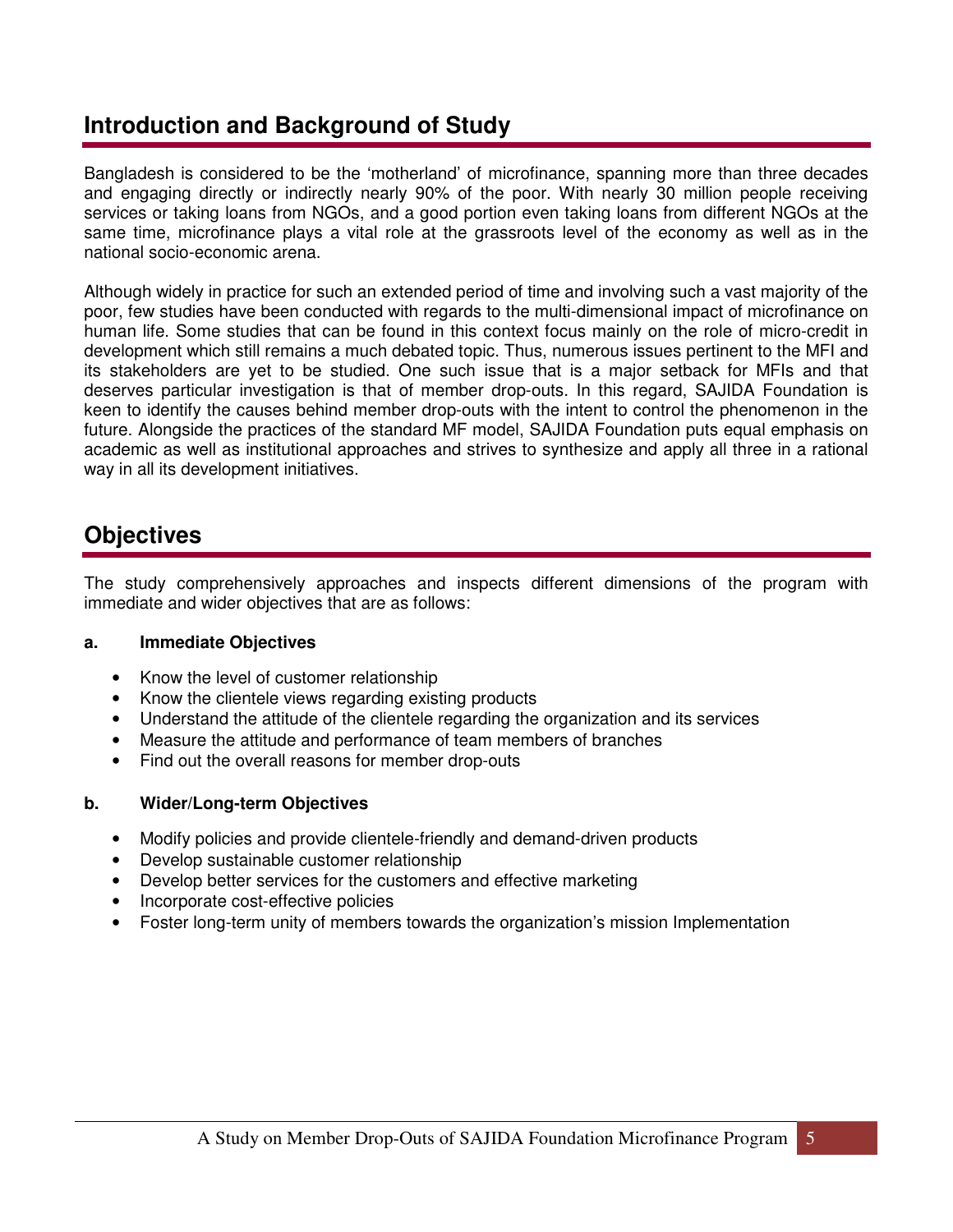## Introduction and Background of Study

Bangladesh is considered to be the 'motherland' of microfinance, spanning more than three decades and engaging directly or indirectly nearly 90% of the poor. With nearly 30 million people receiving services or taking loans from NGOs, and a good portion even taking loans from different NGOs at the same time, microfinance plays a vital role at the grassroots level of the economy as well as in the national socio-economic arena.

Although widely in practice for such an extended period of time and involving such a vast majority of the poor, few studies have been conducted with regards to the multi-dimensional impact of microfinance on human life. Some studies that can be found in this context focus mainly on the role of micro-credit in development which still remains a much debated topic. Thus, numerous issues pertinent to the MFI and its stakeholders are yet to be studied. One such issue that is a major setback for MFIs and that deserves particular investigation is that of member drop-outs. In this regard, SAJIDA Foundation is keen to identify the causes behind member drop-outs with the intent to control the phenomenon in the future. Alongside the practices of the standard MF model, SAJIDA Foundation puts equal emphasis on academic as well as institutional approaches and strives to synthesize and apply all three in a rational way in all its development initiatives.

## Objectives

The study comprehensively approaches and inspects different dimensions of the program with immediate and wider objectives that are as follows:

**a. Immediate Objectives**

- Know the level of customer relationship
- Know the clientele views regarding existing products
- Understand the attitude of the clientele regarding the organization and its services
- Measure the attitude and performance of team members of branches
- Find out the overall reasons for member drop-outs

**b. Wider/Long-term Objectives**

- Modify policies and provide clientele-friendly and demand-driven products
- Develop sustainable customer relationship
- Develop better services for the customers and effective marketing
- Incorporate cost-effective policies
- Foster long-term unity of members towards the organization's mission Implementation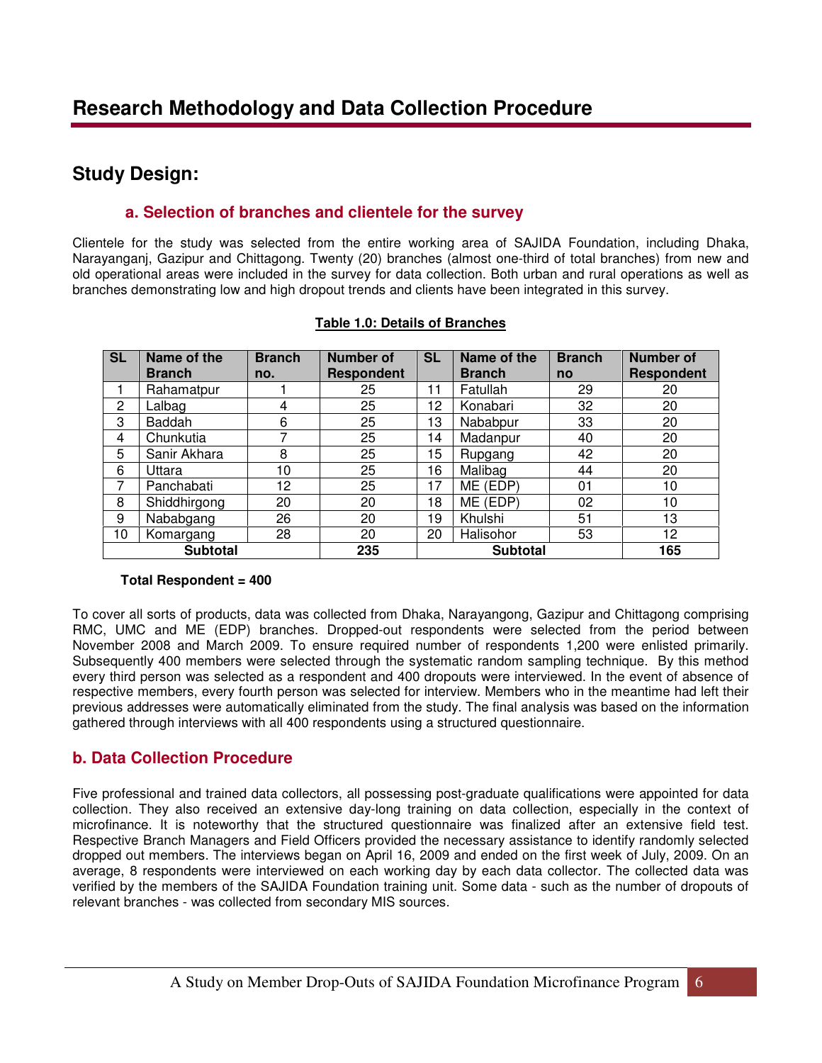# Research Methodology and Data Collection Procedure

## Study Design:

### a. Selection of branches and clientele for the survey

Clientele for the study was selected from the entire working area of SAJIDA Foundation, including Dhaka, Narayanganj, Gazipur and Chittagong. Twenty (20) branches (almost one-third of total branches) from new and old operational areas were included in the survey for data collection. Both urban and rural operations as well as branches demonstrating low and high dropout trends and clients have been integrated in this survey.

**Table 1.0: Details of Branches**

| SL | Name of the Branch | Branch no. | Number of Respondent | SL | Name of the Branch | Branch no | Number of Respondent |
|---|---|---|---|---|---|---|---|
| 1 | Rahamatpur | 1 | 25 | 11 | Fatullah | 29 | 20 |
| 2 | Lalbag | 4 | 25 | 12 | Konabari | 32 | 20 |
| 3 | Baddah | 6 | 25 | 13 | Nababpur | 33 | 20 |
| 4 | Chunkutia | 7 | 25 | 14 | Madanpur | 40 | 20 |
| 5 | Sanir Akhara | 8 | 25 | 15 | Rupgang | 42 | 20 |
| 6 | Uttara | 10 | 25 | 16 | Malibag | 44 | 20 |
| 7 | Panchabati | 12 | 25 | 17 | ME (EDP) | 01 | 10 |
| 8 | Shiddhirgong | 20 | 20 | 18 | ME (EDP) | 02 | 10 |
| 9 | Nababgang | 26 | 20 | 19 | Khulshi | 51 | 13 |
| 10 | Komargang | 28 | 20 | 20 | Halisohor | 53 | 12 |
| **Subtotal** | | | **235** | **Subtotal** | | | **165** |

**Total Respondent = 400**

To cover all sorts of products, data was collected from Dhaka, Narayangong, Gazipur and Chittagong comprising RMC, UMC and ME (EDP) branches. Dropped-out respondents were selected from the period between November 2008 and March 2009. To ensure required number of respondents 1,200 were enlisted primarily. Subsequently 400 members were selected through the systematic random sampling technique. By this method every third person was selected as a respondent and 400 dropouts were interviewed. In the event of absence of respective members, every fourth person was selected for interview. Members who in the meantime had left their previous addresses were automatically eliminated from the study. The final analysis was based on the information gathered through interviews with all 400 respondents using a structured questionnaire.

### b. Data Collection Procedure

Five professional and trained data collectors, all possessing post-graduate qualifications were appointed for data collection. They also received an extensive day-long training on data collection, especially in the context of microfinance. It is noteworthy that the structured questionnaire was finalized after an extensive field test. Respective Branch Managers and Field Officers provided the necessary assistance to identify randomly selected dropped out members. The interviews began on April 16, 2009 and ended on the first week of July, 2009. On an average, 8 respondents were interviewed on each working day by each data collector. The collected data was verified by the members of the SAJIDA Foundation training unit. Some data - such as the number of dropouts of relevant branches - was collected from secondary MIS sources.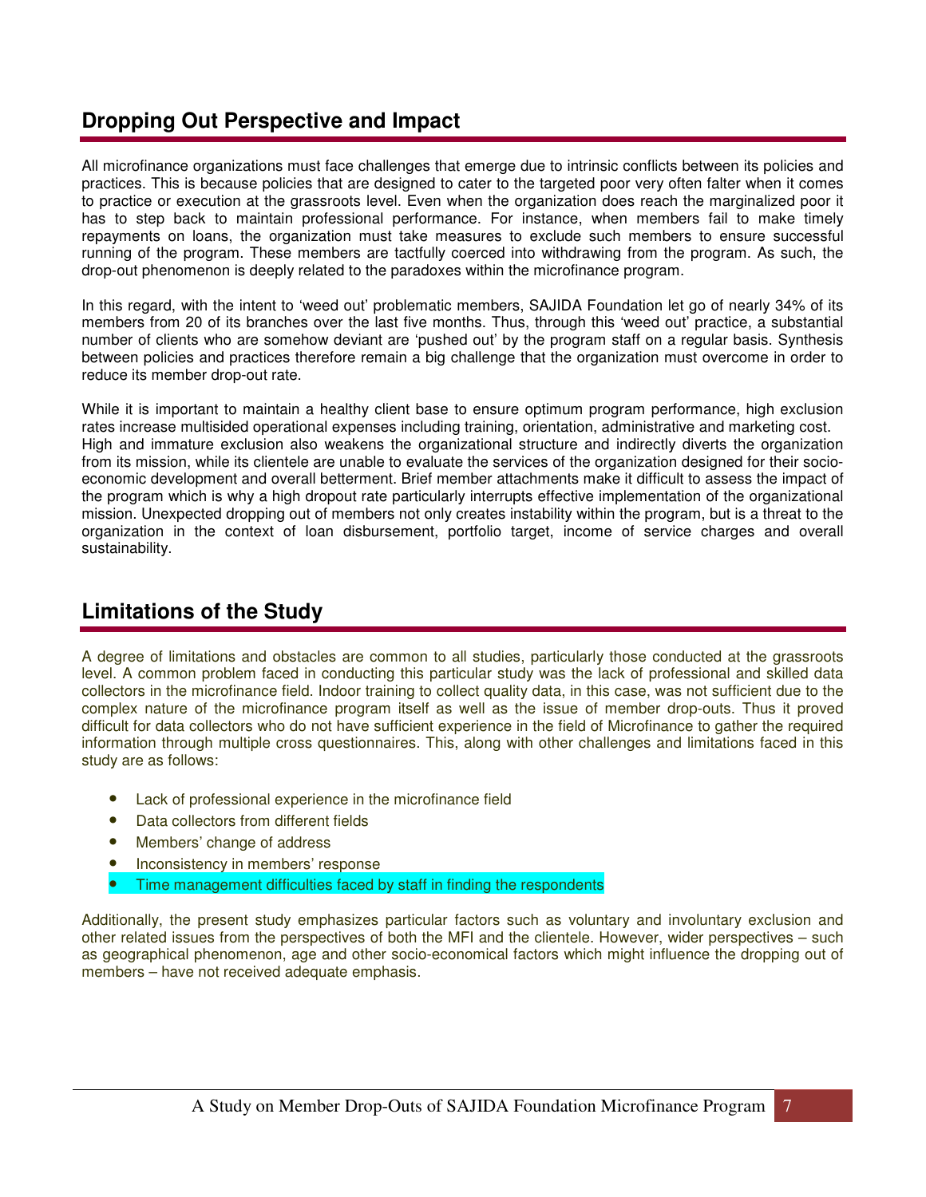## Dropping Out Perspective and Impact

All microfinance organizations must face challenges that emerge due to intrinsic conflicts between its policies and practices. This is because policies that are designed to cater to the targeted poor very often falter when it comes to practice or execution at the grassroots level. Even when the organization does reach the marginalized poor it has to step back to maintain professional performance. For instance, when members fail to make timely repayments on loans, the organization must take measures to exclude such members to ensure successful running of the program. These members are tactfully coerced into withdrawing from the program. As such, the drop-out phenomenon is deeply related to the paradoxes within the microfinance program.

In this regard, with the intent to 'weed out' problematic members, SAJIDA Foundation let go of nearly 34% of its members from 20 of its branches over the last five months. Thus, through this 'weed out' practice, a substantial number of clients who are somehow deviant are 'pushed out' by the program staff on a regular basis. Synthesis between policies and practices therefore remain a big challenge that the organization must overcome in order to reduce its member drop-out rate.

While it is important to maintain a healthy client base to ensure optimum program performance, high exclusion rates increase multisided operational expenses including training, orientation, administrative and marketing cost. High and immature exclusion also weakens the organizational structure and indirectly diverts the organization from its mission, while its clientele are unable to evaluate the services of the organization designed for their socio-economic development and overall betterment. Brief member attachments make it difficult to assess the impact of the program which is why a high dropout rate particularly interrupts effective implementation of the organizational mission. Unexpected dropping out of members not only creates instability within the program, but is a threat to the organization in the context of loan disbursement, portfolio target, income of service charges and overall sustainability.

## Limitations of the Study

A degree of limitations and obstacles are common to all studies, particularly those conducted at the grassroots level. A common problem faced in conducting this particular study was the lack of professional and skilled data collectors in the microfinance field. Indoor training to collect quality data, in this case, was not sufficient due to the complex nature of the microfinance program itself as well as the issue of member drop-outs. Thus it proved difficult for data collectors who do not have sufficient experience in the field of Microfinance to gather the required information through multiple cross questionnaires. This, along with other challenges and limitations faced in this study are as follows:

- Lack of professional experience in the microfinance field
- Data collectors from different fields
- Members' change of address
- Inconsistency in members' response
- Time management difficulties faced by staff in finding the respondents

Additionally, the present study emphasizes particular factors such as voluntary and involuntary exclusion and other related issues from the perspectives of both the MFI and the clientele. However, wider perspectives – such as geographical phenomenon, age and other socio-economical factors which might influence the dropping out of members – have not received adequate emphasis.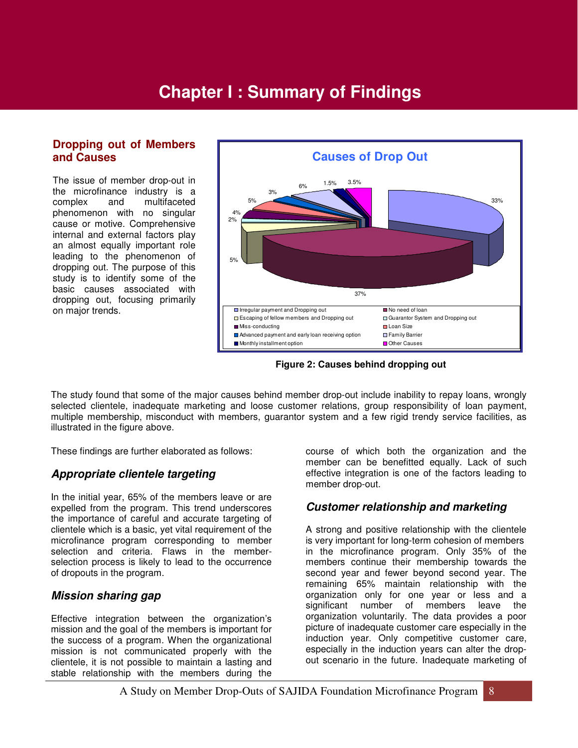# Chapter I : Summary of Findings

## Dropping out of Members and Causes

The issue of member drop-out in the microfinance industry is a complex and multifaceted phenomenon with no singular cause or motive. Comprehensive internal and external factors play an almost equally important role leading to the phenomenon of dropping out. The purpose of this study is to identify some of the basic causes associated with dropping out, focusing primarily on major trends.

**Causes of Drop Out**

| Cause | Percentage |
|---|---|
| Irregular payment and Dropping out | 33% |
| No need of loan | 37% |
| Escaping of fellow members and Dropping out | 5% |
| Guarantor System and Dropping out | 2% |
| Miss-conducting | 4% |
| Loan Size | 5% |
| Advanced payment and early loan receiving option | 3% |
| Family Barrier | 6% |
| Monthly installment option | 1.5% |
| Other Causes | 3.5% |

**Figure 2: Causes behind dropping out**

The study found that some of the major causes behind member drop-out include inability to repay loans, wrongly selected clientele, inadequate marketing and loose customer relations, group responsibility of loan payment, multiple membership, misconduct with members, guarantor system and a few rigid trendy service facilities, as illustrated in the figure above.

These findings are further elaborated as follows:

### *Appropriate clientele targeting*

In the initial year, 65% of the members leave or are expelled from the program. This trend underscores the importance of careful and accurate targeting of clientele which is a basic, yet vital requirement of the microfinance program corresponding to member selection and criteria. Flaws in the member-selection process is likely to lead to the occurrence of dropouts in the program.

### *Mission sharing gap*

Effective integration between the organization's mission and the goal of the members is important for the success of a program. When the organizational mission is not communicated properly with the clientele, it is not possible to maintain a lasting and stable relationship with the members during the course of which both the organization and the member can be benefitted equally. Lack of such effective integration is one of the factors leading to member drop-out.

### *Customer relationship and marketing*

A strong and positive relationship with the clientele is very important for long-term cohesion of members in the microfinance program. Only 35% of the members continue their membership towards the second year and fewer beyond second year. The remaining 65% maintain relationship with the organization only for one year or less and a significant number of members leave the organization voluntarily. The data provides a poor picture of inadequate customer care especially in the induction year. Only competitive customer care, especially in the induction years can alter the drop-out scenario in the future. Inadequate marketing of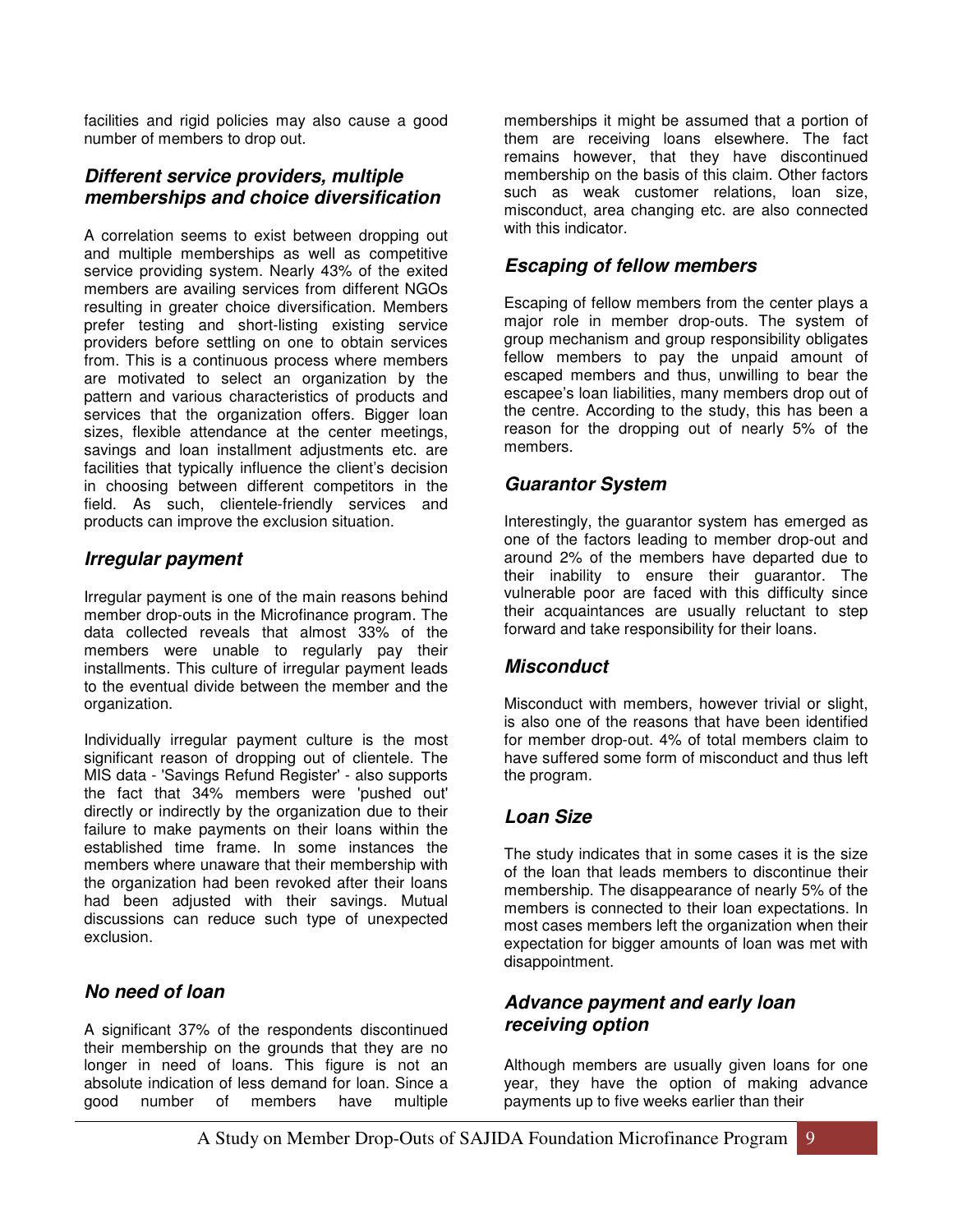facilities and rigid policies may also cause a good number of members to drop out.

### *Different service providers, multiple memberships and choice diversification*

A correlation seems to exist between dropping out and multiple memberships as well as competitive service providing system. Nearly 43% of the exited members are availing services from different NGOs resulting in greater choice diversification. Members prefer testing and short-listing existing service providers before settling on one to obtain services from. This is a continuous process where members are motivated to select an organization by the pattern and various characteristics of products and services that the organization offers. Bigger loan sizes, flexible attendance at the center meetings, savings and loan installment adjustments etc. are facilities that typically influence the client's decision in choosing between different competitors in the field. As such, clientele-friendly services and products can improve the exclusion situation.

### *Irregular payment*

Irregular payment is one of the main reasons behind member drop-outs in the Microfinance program. The data collected reveals that almost 33% of the members were unable to regularly pay their installments. This culture of irregular payment leads to the eventual divide between the member and the organization.

Individually irregular payment culture is the most significant reason of dropping out of clientele. The MIS data - 'Savings Refund Register' - also supports the fact that 34% members were 'pushed out' directly or indirectly by the organization due to their failure to make payments on their loans within the established time frame. In some instances the members where unaware that their membership with the organization had been revoked after their loans had been adjusted with their savings. Mutual discussions can reduce such type of unexpected exclusion.

### *No need of loan*

A significant 37% of the respondents discontinued their membership on the grounds that they are no longer in need of loans. This figure is not an absolute indication of less demand for loan. Since a good number of members have multiple memberships it might be assumed that a portion of them are receiving loans elsewhere. The fact remains however, that they have discontinued membership on the basis of this claim. Other factors such as weak customer relations, loan size, misconduct, area changing etc. are also connected with this indicator.

### *Escaping of fellow members*

Escaping of fellow members from the center plays a major role in member drop-outs. The system of group mechanism and group responsibility obligates fellow members to pay the unpaid amount of escaped members and thus, unwilling to bear the escapee's loan liabilities, many members drop out of the centre. According to the study, this has been a reason for the dropping out of nearly 5% of the members.

### *Guarantor System*

Interestingly, the guarantor system has emerged as one of the factors leading to member drop-out and around 2% of the members have departed due to their inability to ensure their guarantor. The vulnerable poor are faced with this difficulty since their acquaintances are usually reluctant to step forward and take responsibility for their loans.

### *Misconduct*

Misconduct with members, however trivial or slight, is also one of the reasons that have been identified for member drop-out. 4% of total members claim to have suffered some form of misconduct and thus left the program.

### *Loan Size*

The study indicates that in some cases it is the size of the loan that leads members to discontinue their membership. The disappearance of nearly 5% of the members is connected to their loan expectations. In most cases members left the organization when their expectation for bigger amounts of loan was met with disappointment.

### *Advance payment and early loan receiving option*

Although members are usually given loans for one year, they have the option of making advance payments up to five weeks earlier than their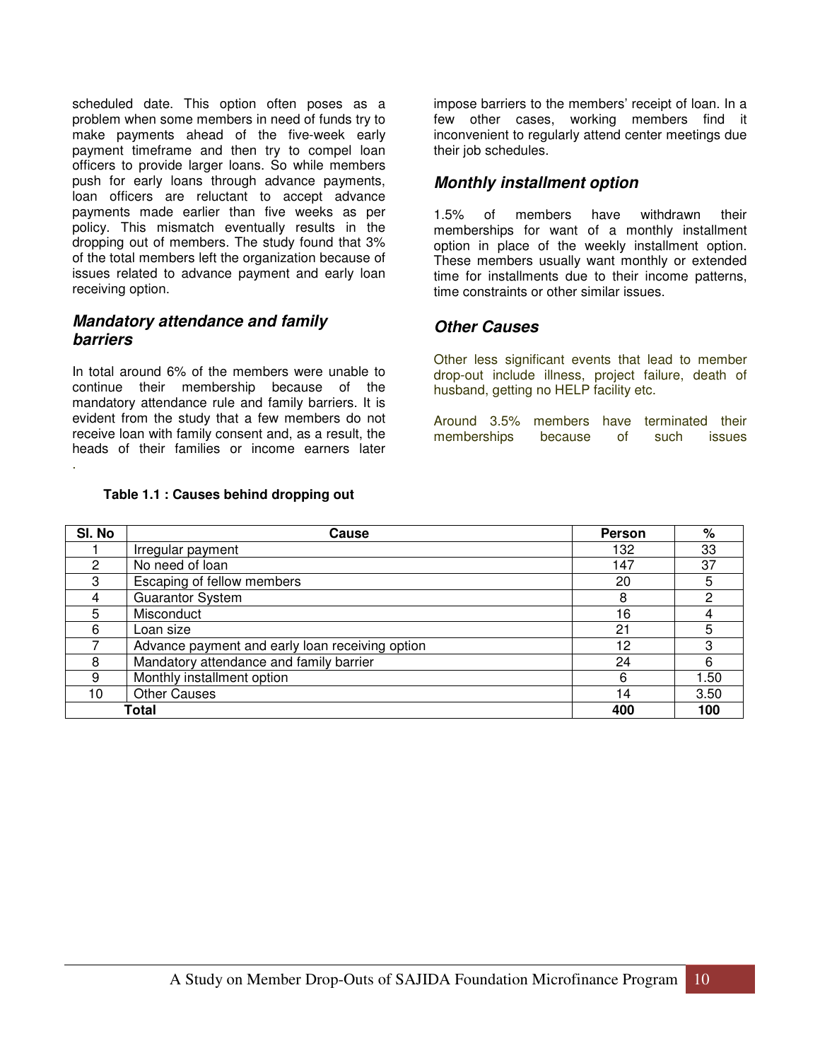scheduled date. This option often poses as a problem when some members in need of funds try to make payments ahead of the five-week early payment timeframe and then try to compel loan officers to provide larger loans. So while members push for early loans through advance payments, loan officers are reluctant to accept advance payments made earlier than five weeks as per policy. This mismatch eventually results in the dropping out of members. The study found that 3% of the total members left the organization because of issues related to advance payment and early loan receiving option.

### *Mandatory attendance and family barriers*

In total around 6% of the members were unable to continue their membership because of the mandatory attendance rule and family barriers. It is evident from the study that a few members do not receive loan with family consent and, as a result, the heads of their families or income earners later impose barriers to the members' receipt of loan. In a few other cases, working members find it inconvenient to regularly attend center meetings due their job schedules.

### *Monthly installment option*

1.5% of members have withdrawn their memberships for want of a monthly installment option in place of the weekly installment option. These members usually want monthly or extended time for installments due to their income patterns, time constraints or other similar issues.

### *Other Causes*

Other less significant events that lead to member drop-out include illness, project failure, death of husband, getting no HELP facility etc.

Around 3.5% members have terminated their memberships because of such issues

**Table 1.1 : Causes behind dropping out**

| Sl. No | Cause | Person | % |
|---|---|---|---|
| 1 | Irregular payment | 132 | 33 |
| 2 | No need of loan | 147 | 37 |
| 3 | Escaping of fellow members | 20 | 5 |
| 4 | Guarantor System | 8 | 2 |
| 5 | Misconduct | 16 | 4 |
| 6 | Loan size | 21 | 5 |
| 7 | Advance payment and early loan receiving option | 12 | 3 |
| 8 | Mandatory attendance and family barrier | 24 | 6 |
| 9 | Monthly installment option | 6 | 1.50 |
| 10 | Other Causes | 14 | 3.50 |
| **Total** | | **400** | **100** |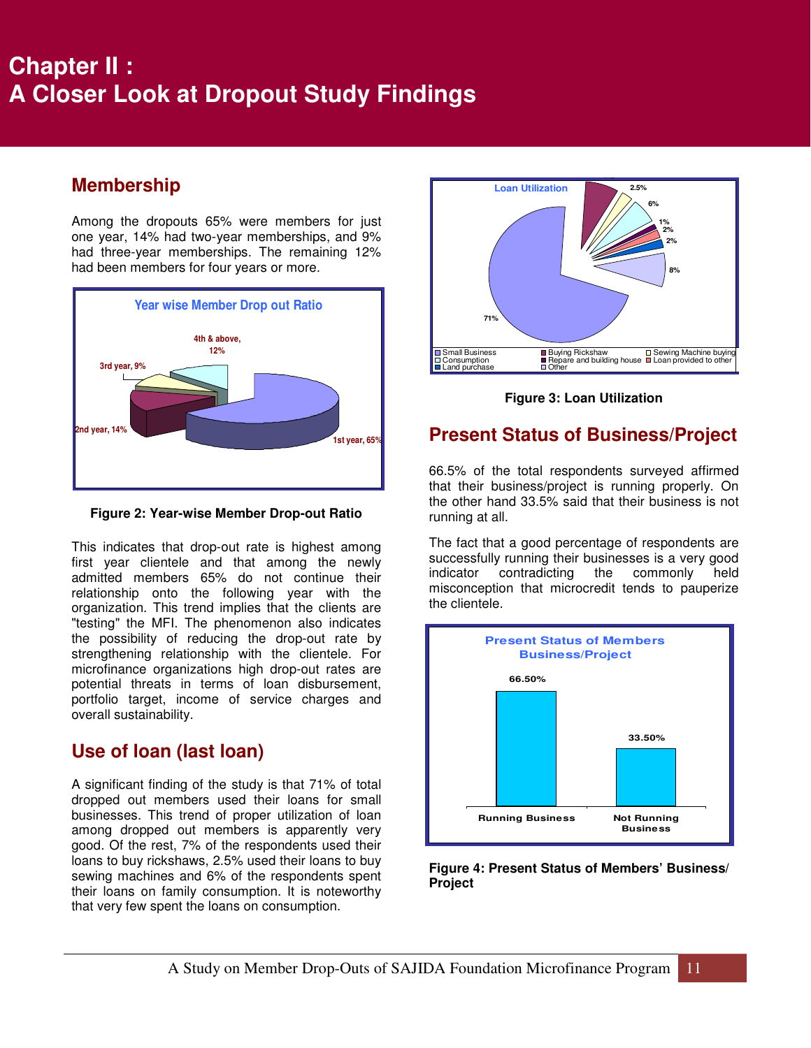# Chapter II :
# A Closer Look at Dropout Study Findings

## Membership

Among the dropouts 65% were members for just one year, 14% had two-year memberships, and 9% had three-year memberships. The remaining 12% had been members for four years or more.

**Figure 2: Year-wise Member Drop-out Ratio**

This indicates that drop-out rate is highest among first year clientele and that among the newly admitted members 65% do not continue their relationship onto the following year with the organization. This trend implies that the clients are "testing" the MFI. The phenomenon also indicates the possibility of reducing the drop-out rate by strengthening relationship with the clientele. For microfinance organizations high drop-out rates are potential threats in terms of loan disbursement, portfolio target, income of service charges and overall sustainability.

## Use of loan (last loan)

A significant finding of the study is that 71% of total dropped out members used their loans for small businesses. This trend of proper utilization of loan among dropped out members is apparently very good. Of the rest, 7% of the respondents used their loans to buy rickshaws, 2.5% used their loans to buy sewing machines and 6% of the respondents spent their loans on family consumption. It is noteworthy that very few spent the loans on consumption.

**Figure 3: Loan Utilization**

## Present Status of Business/Project

66.5% of the total respondents surveyed affirmed that their business/project is running properly. On the other hand 33.5% said that their business is not running at all.

The fact that a good percentage of respondents are successfully running their businesses is a very good indicator contradicting the commonly held misconception that microcredit tends to pauperize the clientele.

**Figure 4: Present Status of Members' Business/ Project**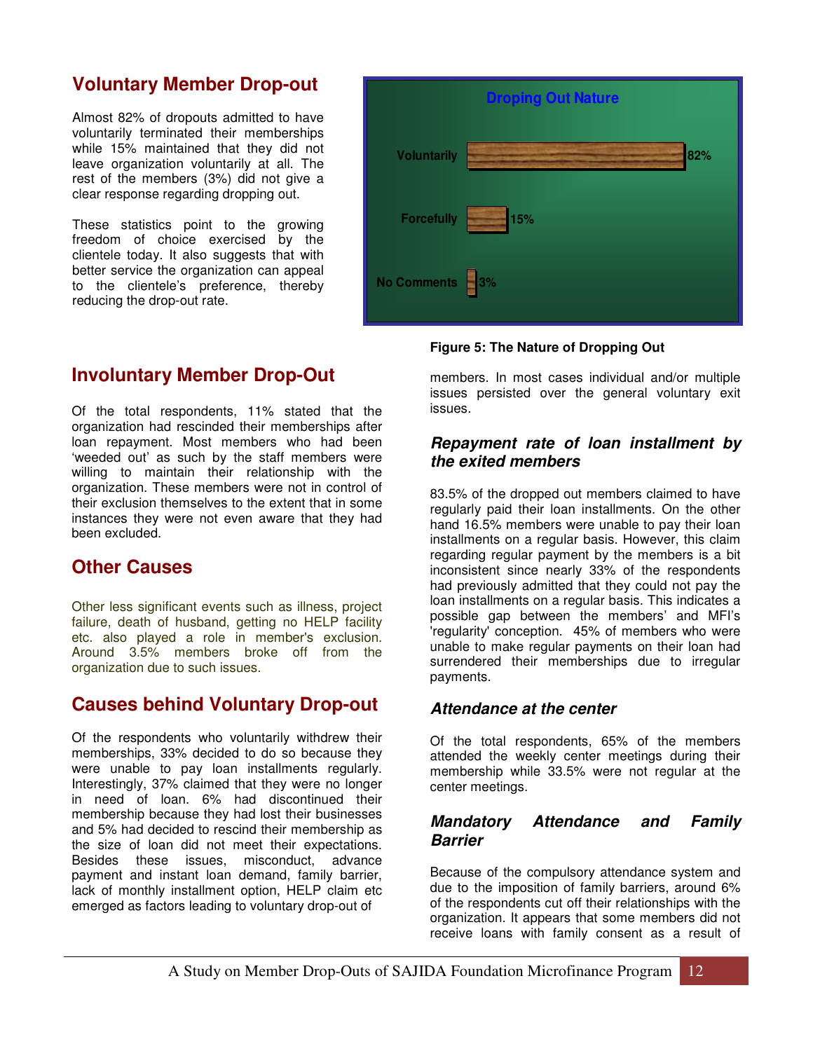## Voluntary Member Drop-out

Almost 82% of dropouts admitted to have voluntarily terminated their memberships while 15% maintained that they did not leave organization voluntarily at all. The rest of the members (3%) did not give a clear response regarding dropping out.

These statistics point to the growing freedom of choice exercised by the clientele today. It also suggests that with better service the organization can appeal to the clientele's preference, thereby reducing the drop-out rate.

Droping Out Nature

| | |
|---|---|
| Voluntarily | 82% |
| Forcefully | 15% |
| No Comments | 3% |

**Figure 5: The Nature of Dropping Out**

## Involuntary Member Drop-Out

Of the total respondents, 11% stated that the organization had rescinded their memberships after loan repayment. Most members who had been 'weeded out' as such by the staff members were willing to maintain their relationship with the organization. These members were not in control of their exclusion themselves to the extent that in some instances they were not even aware that they had been excluded.

## Other Causes

Other less significant events such as illness, project failure, death of husband, getting no HELP facility etc. also played a role in member's exclusion. Around 3.5% members broke off from the organization due to such issues.

## Causes behind Voluntary Drop-out

Of the respondents who voluntarily withdrew their memberships, 33% decided to do so because they were unable to pay loan installments regularly. Interestingly, 37% claimed that they were no longer in need of loan. 6% had discontinued their membership because they had lost their businesses and 5% had decided to rescind their membership as the size of loan did not meet their expectations. Besides these issues, misconduct, advance payment and instant loan demand, family barrier, lack of monthly installment option, HELP claim etc emerged as factors leading to voluntary drop-out of members. In most cases individual and/or multiple issues persisted over the general voluntary exit issues.

### *Repayment rate of loan installment by the exited members*

83.5% of the dropped out members claimed to have regularly paid their loan installments. On the other hand 16.5% members were unable to pay their loan installments on a regular basis. However, this claim regarding regular payment by the members is a bit inconsistent since nearly 33% of the respondents had previously admitted that they could not pay the loan installments on a regular basis. This indicates a possible gap between the members' and MFI's 'regularity' conception. 45% of members who were unable to make regular payments on their loan had surrendered their memberships due to irregular payments.

### *Attendance at the center*

Of the total respondents, 65% of the members attended the weekly center meetings during their membership while 33.5% were not regular at the center meetings.

### *Mandatory Attendance and Family Barrier*

Because of the compulsory attendance system and due to the imposition of family barriers, around 6% of the respondents cut off their relationships with the organization. It appears that some members did not receive loans with family consent as a result of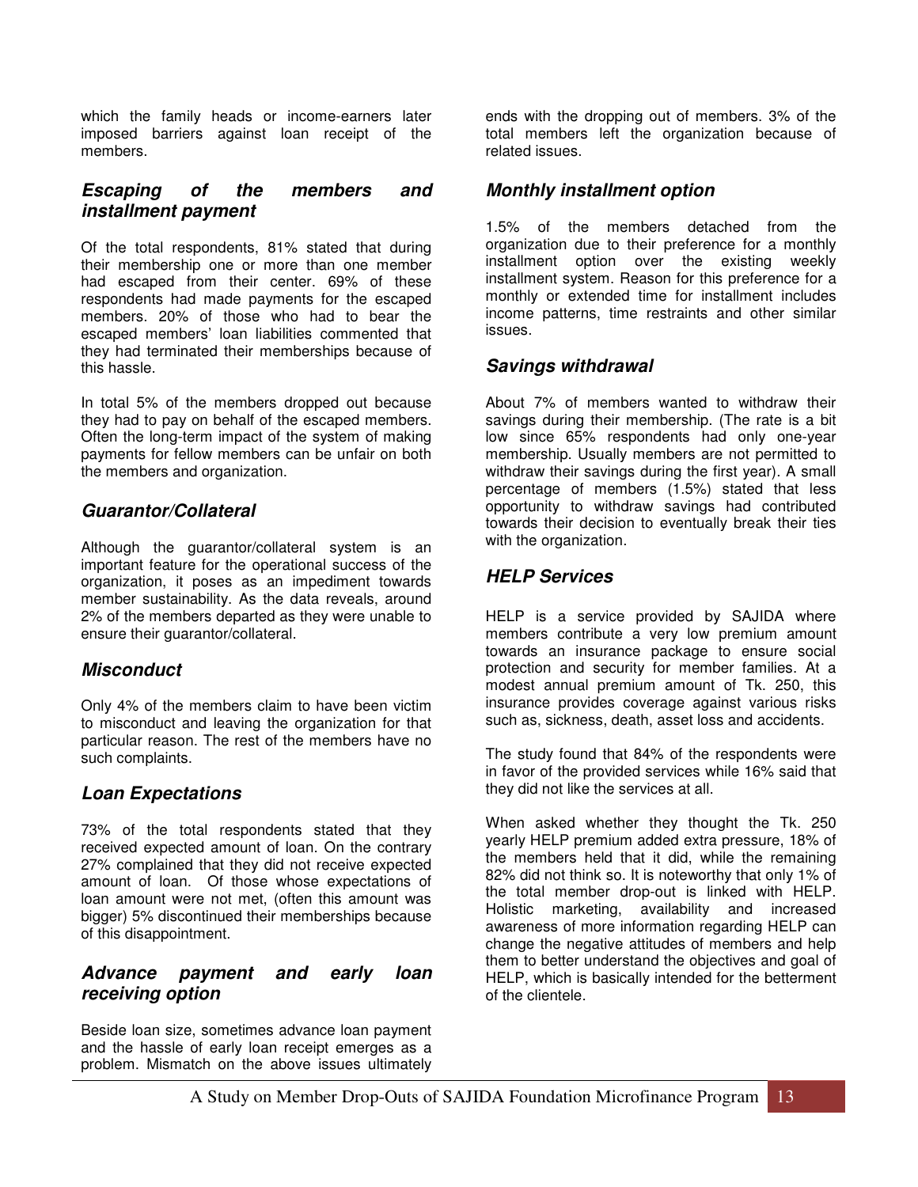which the family heads or income-earners later imposed barriers against loan receipt of the members.

### *Escaping of the members and installment payment*

Of the total respondents, 81% stated that during their membership one or more than one member had escaped from their center. 69% of these respondents had made payments for the escaped members. 20% of those who had to bear the escaped members' loan liabilities commented that they had terminated their memberships because of this hassle.

In total 5% of the members dropped out because they had to pay on behalf of the escaped members. Often the long-term impact of the system of making payments for fellow members can be unfair on both the members and organization.

### *Guarantor/Collateral*

Although the guarantor/collateral system is an important feature for the operational success of the organization, it poses as an impediment towards member sustainability. As the data reveals, around 2% of the members departed as they were unable to ensure their guarantor/collateral.

### *Misconduct*

Only 4% of the members claim to have been victim to misconduct and leaving the organization for that particular reason. The rest of the members have no such complaints.

### *Loan Expectations*

73% of the total respondents stated that they received expected amount of loan. On the contrary 27% complained that they did not receive expected amount of loan. Of those whose expectations of loan amount were not met, (often this amount was bigger) 5% discontinued their memberships because of this disappointment.

### *Advance payment and early loan receiving option*

Beside loan size, sometimes advance loan payment and the hassle of early loan receipt emerges as a problem. Mismatch on the above issues ultimately ends with the dropping out of members. 3% of the total members left the organization because of related issues.

### *Monthly installment option*

1.5% of the members detached from the organization due to their preference for a monthly installment option over the existing weekly installment system. Reason for this preference for a monthly or extended time for installment includes income patterns, time restraints and other similar issues.

### *Savings withdrawal*

About 7% of members wanted to withdraw their savings during their membership. (The rate is a bit low since 65% respondents had only one-year membership. Usually members are not permitted to withdraw their savings during the first year). A small percentage of members (1.5%) stated that less opportunity to withdraw savings had contributed towards their decision to eventually break their ties with the organization.

### *HELP Services*

HELP is a service provided by SAJIDA where members contribute a very low premium amount towards an insurance package to ensure social protection and security for member families. At a modest annual premium amount of Tk. 250, this insurance provides coverage against various risks such as, sickness, death, asset loss and accidents.

The study found that 84% of the respondents were in favor of the provided services while 16% said that they did not like the services at all.

When asked whether they thought the Tk. 250 yearly HELP premium added extra pressure, 18% of the members held that it did, while the remaining 82% did not think so. It is noteworthy that only 1% of the total member drop-out is linked with HELP. Holistic marketing, availability and increased awareness of more information regarding HELP can change the negative attitudes of members and help them to better understand the objectives and goal of HELP, which is basically intended for the betterment of the clientele.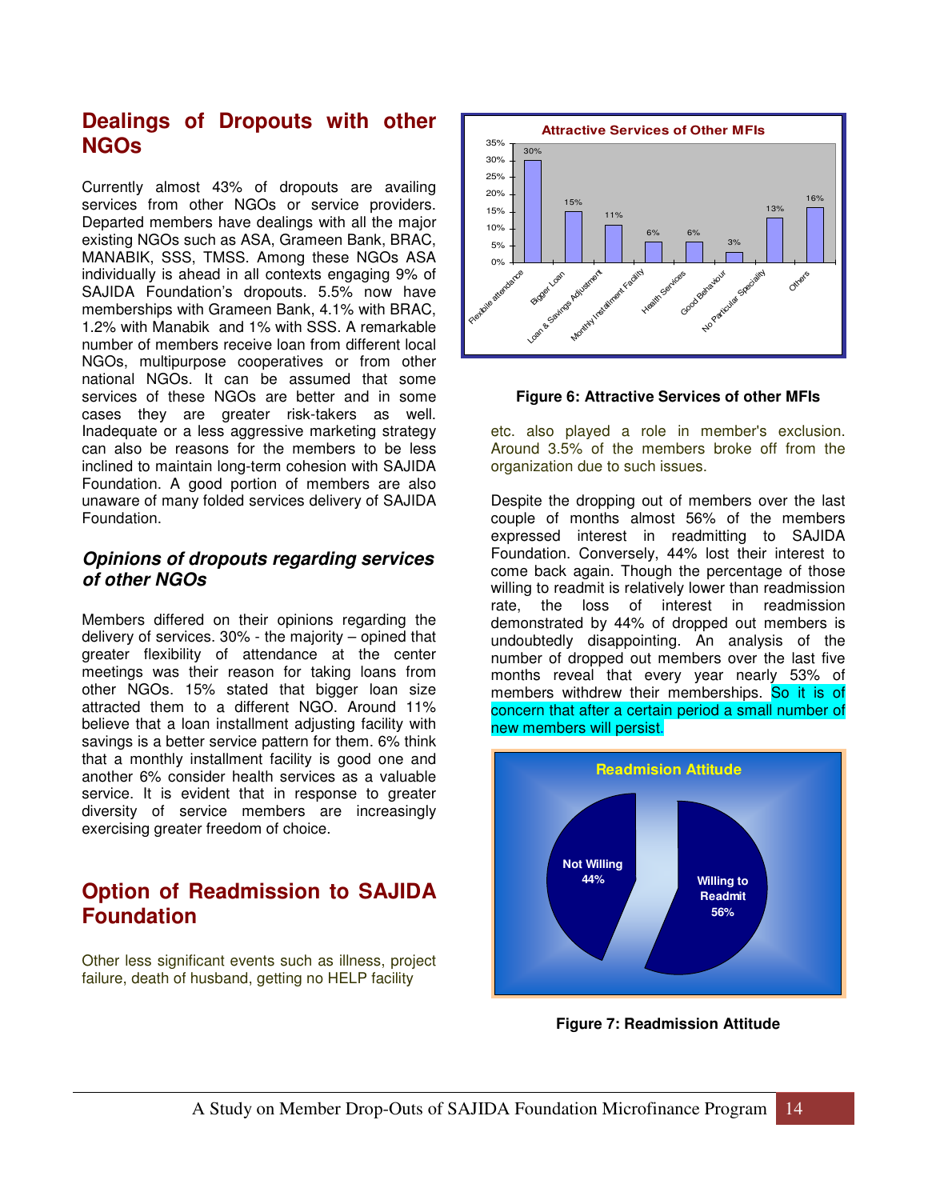## Dealings of Dropouts with other NGOs

Currently almost 43% of dropouts are availing services from other NGOs or service providers. Departed members have dealings with all the major existing NGOs such as ASA, Grameen Bank, BRAC, MANABIK, SSS, TMSS. Among these NGOs ASA individually is ahead in all contexts engaging 9% of SAJIDA Foundation's dropouts. 5.5% now have memberships with Grameen Bank, 4.1% with BRAC, 1.2% with Manabik and 1% with SSS. A remarkable number of members receive loan from different local NGOs, multipurpose cooperatives or from other national NGOs. It can be assumed that some services of these NGOs are better and in some cases they are greater risk-takers as well. Inadequate or a less aggressive marketing strategy can also be reasons for the members to be less inclined to maintain long-term cohesion with SAJIDA Foundation. A good portion of members are also unaware of many folded services delivery of SAJIDA Foundation.

### *Opinions of dropouts regarding services of other NGOs*

Members differed on their opinions regarding the delivery of services. 30% - the majority – opined that greater flexibility of attendance at the center meetings was their reason for taking loans from other NGOs. 15% stated that bigger loan size attracted them to a different NGO. Around 11% believe that a loan installment adjusting facility with savings is a better service pattern for them. 6% think that a monthly installment facility is good one and another 6% consider health services as a valuable service. It is evident that in response to greater diversity of service members are increasingly exercising greater freedom of choice.

## Option of Readmission to SAJIDA Foundation

Other less significant events such as illness, project failure, death of husband, getting no HELP facility etc. also played a role in member's exclusion. Around 3.5% of the members broke off from the organization due to such issues.

**Attractive Services of Other MFIs**

| Service | Percentage |
|---|---|
| Flexible attendance | 30% |
| Bigger Loan | 15% |
| Loan & Savings Adjustment | 11% |
| Monthly Installment Facility | 6% |
| Health Services | 6% |
| Good Behaviour | 3% |
| No Particular Speciality | 13% |
| Others | 16% |

**Figure 6: Attractive Services of other MFIs**

Despite the dropping out of members over the last couple of months almost 56% of the members expressed interest in readmitting to SAJIDA Foundation. Conversely, 44% lost their interest to come back again. Though the percentage of those willing to readmit is relatively lower than readmission rate, the loss of interest in readmission demonstrated by 44% of dropped out members is undoubtedly disappointing. An analysis of the number of dropped out members over the last five months reveal that every year nearly 53% of members withdrew their memberships. So it is of concern that after a certain period a small number of new members will persist.

**Readmision Attitude**

| Attitude | Percentage |
|---|---|
| Not Willing | 44% |
| Willing to Readmit | 56% |

**Figure 7: Readmission Attitude**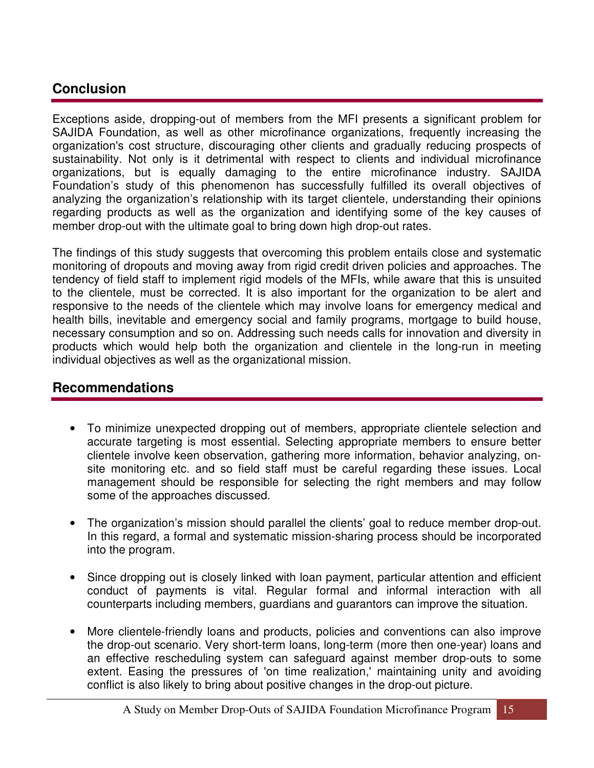## Conclusion

Exceptions aside, dropping-out of members from the MFI presents a significant problem for SAJIDA Foundation, as well as other microfinance organizations, frequently increasing the organization's cost structure, discouraging other clients and gradually reducing prospects of sustainability. Not only is it detrimental with respect to clients and individual microfinance organizations, but is equally damaging to the entire microfinance industry. SAJIDA Foundation's study of this phenomenon has successfully fulfilled its overall objectives of analyzing the organization's relationship with its target clientele, understanding their opinions regarding products as well as the organization and identifying some of the key causes of member drop-out with the ultimate goal to bring down high drop-out rates.

The findings of this study suggests that overcoming this problem entails close and systematic monitoring of dropouts and moving away from rigid credit driven policies and approaches. The tendency of field staff to implement rigid models of the MFIs, while aware that this is unsuited to the clientele, must be corrected. It is also important for the organization to be alert and responsive to the needs of the clientele which may involve loans for emergency medical and health bills, inevitable and emergency social and family programs, mortgage to build house, necessary consumption and so on. Addressing such needs calls for innovation and diversity in products which would help both the organization and clientele in the long-run in meeting individual objectives as well as the organizational mission.

## Recommendations

- To minimize unexpected dropping out of members, appropriate clientele selection and accurate targeting is most essential. Selecting appropriate members to ensure better clientele involve keen observation, gathering more information, behavior analyzing, on-site monitoring etc. and so field staff must be careful regarding these issues. Local management should be responsible for selecting the right members and may follow some of the approaches discussed.

- The organization's mission should parallel the clients' goal to reduce member drop-out. In this regard, a formal and systematic mission-sharing process should be incorporated into the program.

- Since dropping out is closely linked with loan payment, particular attention and efficient conduct of payments is vital. Regular formal and informal interaction with all counterparts including members, guardians and guarantors can improve the situation.

- More clientele-friendly loans and products, policies and conventions can also improve the drop-out scenario. Very short-term loans, long-term (more then one-year) loans and an effective rescheduling system can safeguard against member drop-outs to some extent. Easing the pressures of 'on time realization,' maintaining unity and avoiding conflict is also likely to bring about positive changes in the drop-out picture.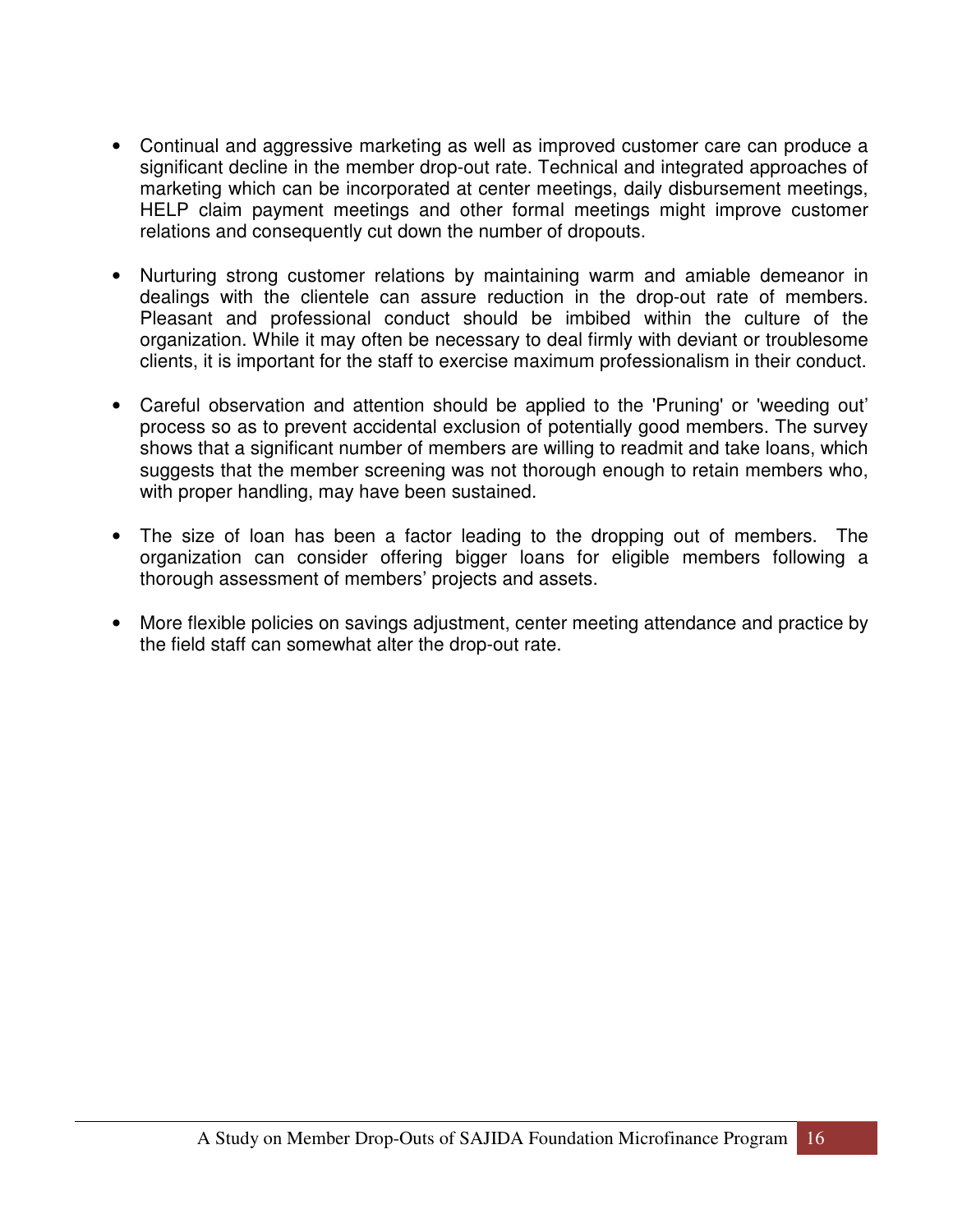- Continual and aggressive marketing as well as improved customer care can produce a significant decline in the member drop-out rate. Technical and integrated approaches of marketing which can be incorporated at center meetings, daily disbursement meetings, HELP claim payment meetings and other formal meetings might improve customer relations and consequently cut down the number of dropouts.

- Nurturing strong customer relations by maintaining warm and amiable demeanor in dealings with the clientele can assure reduction in the drop-out rate of members. Pleasant and professional conduct should be imbibed within the culture of the organization. While it may often be necessary to deal firmly with deviant or troublesome clients, it is important for the staff to exercise maximum professionalism in their conduct.

- Careful observation and attention should be applied to the 'Pruning' or 'weeding out' process so as to prevent accidental exclusion of potentially good members. The survey shows that a significant number of members are willing to readmit and take loans, which suggests that the member screening was not thorough enough to retain members who, with proper handling, may have been sustained.

- The size of loan has been a factor leading to the dropping out of members. The organization can consider offering bigger loans for eligible members following a thorough assessment of members' projects and assets.

- More flexible policies on savings adjustment, center meeting attendance and practice by the field staff can somewhat alter the drop-out rate.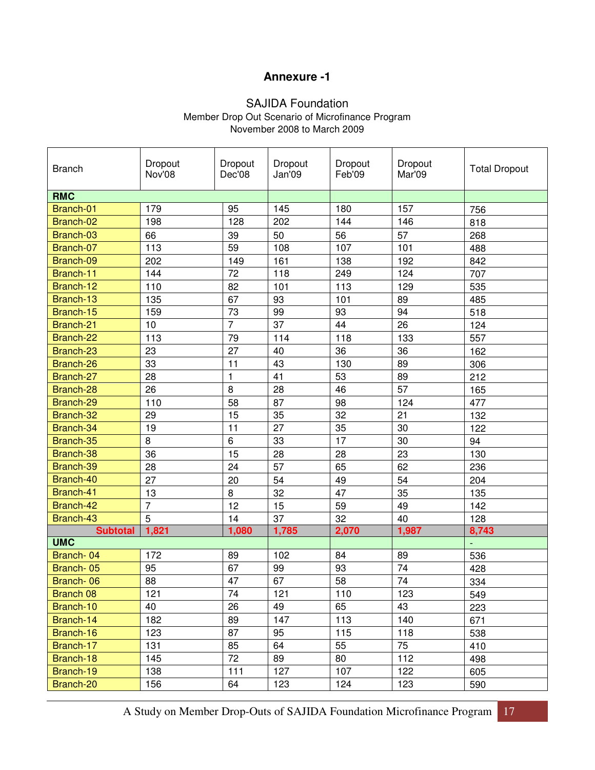## Annexure -1

SAJIDA Foundation

Member Drop Out Scenario of Microfinance Program

November 2008 to March 2009

| Branch | Dropout Nov'08 | Dropout Dec'08 | Dropout Jan'09 | Dropout Feb'09 | Dropout Mar'09 | Total Dropout |
|---|---|---|---|---|---|---|
| **RMC** | | | | | | |
| Branch-01 | 179 | 95 | 145 | 180 | 157 | 756 |
| Branch-02 | 198 | 128 | 202 | 144 | 146 | 818 |
| Branch-03 | 66 | 39 | 50 | 56 | 57 | 268 |
| Branch-07 | 113 | 59 | 108 | 107 | 101 | 488 |
| Branch-09 | 202 | 149 | 161 | 138 | 192 | 842 |
| Branch-11 | 144 | 72 | 118 | 249 | 124 | 707 |
| Branch-12 | 110 | 82 | 101 | 113 | 129 | 535 |
| Branch-13 | 135 | 67 | 93 | 101 | 89 | 485 |
| Branch-15 | 159 | 73 | 99 | 93 | 94 | 518 |
| Branch-21 | 10 | 7 | 37 | 44 | 26 | 124 |
| Branch-22 | 113 | 79 | 114 | 118 | 133 | 557 |
| Branch-23 | 23 | 27 | 40 | 36 | 36 | 162 |
| Branch-26 | 33 | 11 | 43 | 130 | 89 | 306 |
| Branch-27 | 28 | 1 | 41 | 53 | 89 | 212 |
| Branch-28 | 26 | 8 | 28 | 46 | 57 | 165 |
| Branch-29 | 110 | 58 | 87 | 98 | 124 | 477 |
| Branch-32 | 29 | 15 | 35 | 32 | 21 | 132 |
| Branch-34 | 19 | 11 | 27 | 35 | 30 | 122 |
| Branch-35 | 8 | 6 | 33 | 17 | 30 | 94 |
| Branch-38 | 36 | 15 | 28 | 28 | 23 | 130 |
| Branch-39 | 28 | 24 | 57 | 65 | 62 | 236 |
| Branch-40 | 27 | 20 | 54 | 49 | 54 | 204 |
| Branch-41 | 13 | 8 | 32 | 47 | 35 | 135 |
| Branch-42 | 7 | 12 | 15 | 59 | 49 | 142 |
| Branch-43 | 5 | 14 | 37 | 32 | 40 | 128 |
| **Subtotal** | **1,821** | **1,080** | **1,785** | **2,070** | **1,987** | **8,743** |
| **UMC** | | | | | | - |
| Branch- 04 | 172 | 89 | 102 | 84 | 89 | 536 |
| Branch- 05 | 95 | 67 | 99 | 93 | 74 | 428 |
| Branch- 06 | 88 | 47 | 67 | 58 | 74 | 334 |
| Branch 08 | 121 | 74 | 121 | 110 | 123 | 549 |
| Branch-10 | 40 | 26 | 49 | 65 | 43 | 223 |
| Branch-14 | 182 | 89 | 147 | 113 | 140 | 671 |
| Branch-16 | 123 | 87 | 95 | 115 | 118 | 538 |
| Branch-17 | 131 | 85 | 64 | 55 | 75 | 410 |
| Branch-18 | 145 | 72 | 89 | 80 | 112 | 498 |
| Branch-19 | 138 | 111 | 127 | 107 | 122 | 605 |
| Branch-20 | 156 | 64 | 123 | 124 | 123 | 590 |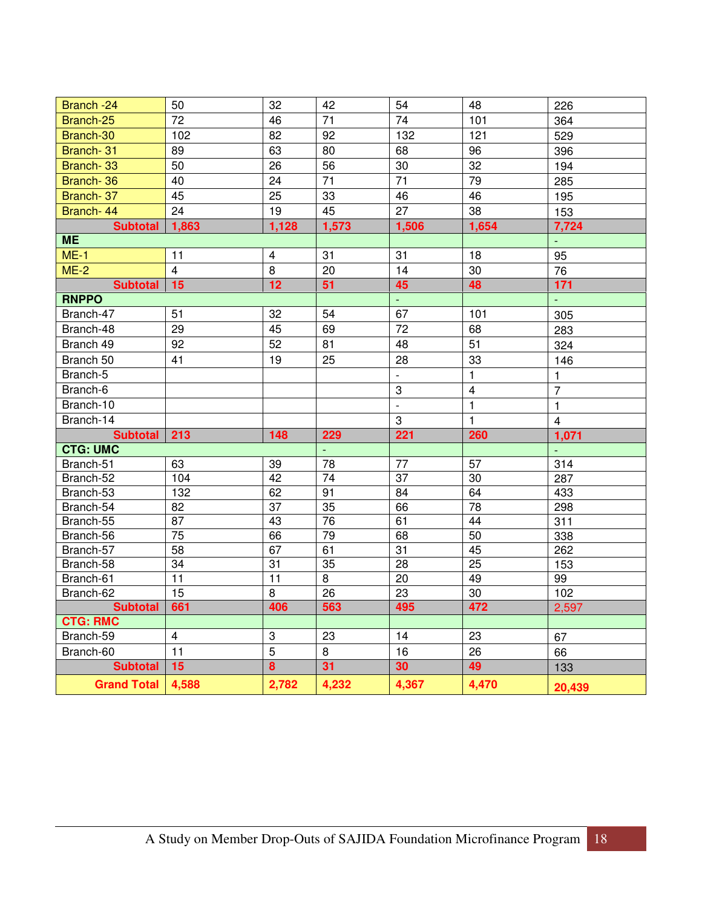| Branch -24 | 50 | 32 | 42 | 54 | 48 | 226 |
|---|---|---|---|---|---|---|
| Branch-25 | 72 | 46 | 71 | 74 | 101 | 364 |
| Branch-30 | 102 | 82 | 92 | 132 | 121 | 529 |
| Branch- 31 | 89 | 63 | 80 | 68 | 96 | 396 |
| Branch- 33 | 50 | 26 | 56 | 30 | 32 | 194 |
| Branch- 36 | 40 | 24 | 71 | 71 | 79 | 285 |
| Branch- 37 | 45 | 25 | 33 | 46 | 46 | 195 |
| Branch- 44 | 24 | 19 | 45 | 27 | 38 | 153 |
| **Subtotal** | **1,863** | **1,128** | **1,573** | **1,506** | **1,654** | **7,724** |
| **ME** | | | | | | - |
| ME-1 | 11 | 4 | 31 | 31 | 18 | 95 |
| ME-2 | 4 | 8 | 20 | 14 | 30 | 76 |
| **Subtotal** | **15** | **12** | **51** | **45** | **48** | **171** |
| **RNPPO** | | | | - | | - |
| Branch-47 | 51 | 32 | 54 | 67 | 101 | 305 |
| Branch-48 | 29 | 45 | 69 | 72 | 68 | 283 |
| Branch 49 | 92 | 52 | 81 | 48 | 51 | 324 |
| Branch 50 | 41 | 19 | 25 | 28 | 33 | 146 |
| Branch-5 | | | | - | 1 | 1 |
| Branch-6 | | | | 3 | 4 | 7 |
| Branch-10 | | | | - | 1 | 1 |
| Branch-14 | | | | 3 | 1 | 4 |
| **Subtotal** | **213** | **148** | **229** | **221** | **260** | **1,071** |
| **CTG: UMC** | | | - | | | - |
| Branch-51 | 63 | 39 | 78 | 77 | 57 | 314 |
| Branch-52 | 104 | 42 | 74 | 37 | 30 | 287 |
| Branch-53 | 132 | 62 | 91 | 84 | 64 | 433 |
| Branch-54 | 82 | 37 | 35 | 66 | 78 | 298 |
| Branch-55 | 87 | 43 | 76 | 61 | 44 | 311 |
| Branch-56 | 75 | 66 | 79 | 68 | 50 | 338 |
| Branch-57 | 58 | 67 | 61 | 31 | 45 | 262 |
| Branch-58 | 34 | 31 | 35 | 28 | 25 | 153 |
| Branch-61 | 11 | 11 | 8 | 20 | 49 | 99 |
| Branch-62 | 15 | 8 | 26 | 23 | 30 | 102 |
| **Subtotal** | **661** | **406** | **563** | **495** | **472** | 2,597 |
| **CTG: RMC** | | | | | | |
| Branch-59 | 4 | 3 | 23 | 14 | 23 | 67 |
| Branch-60 | 11 | 5 | 8 | 16 | 26 | 66 |
| **Subtotal** | **15** | **8** | **31** | **30** | **49** | 133 |
| **Grand Total** | **4,588** | **2,782** | **4,232** | **4,367** | **4,470** | **20,439** |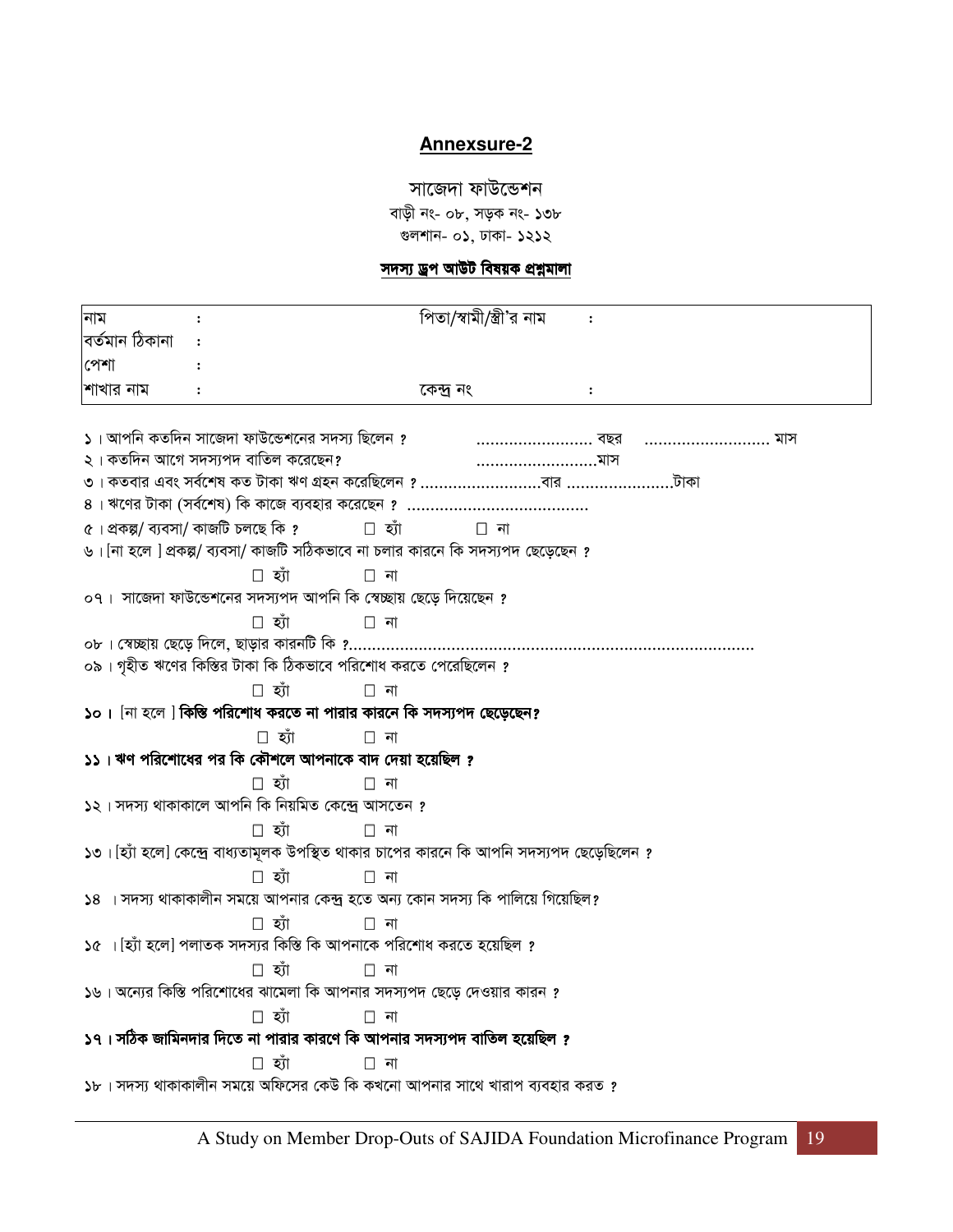## Annexsure-2

সাজেদা ফাউন্ডেশন
বাড়ী নং- ০৮, সড়ক নং- ১৩৮
গুলশান- ০১, ঢাকা- ১২১২

**সদস্য ড্রপ আউট বিষয়ক প্রশ্নমালা**

| নাম | : | পিতা/স্বামী/স্ত্রী'র নাম | : |
|---|---|---|---|
| বর্তমান ঠিকানা | : | | |
| পেশা | : | | |
| শাখার নাম | : | কেন্দ্র নং | : |

১। আপনি কতদিন সাজেদা ফাউন্ডেশনের সদস্য ছিলেন ? ....................... বছর ......................... মাস

২। কতদিন আগে সদস্যপদ বাতিল করেছেন? .........................মাস

৩। কতবার এবং সর্বশেষ কত টাকা ঋণ গ্রহন করেছিলেন ? .........................বার ......................টাকা

৪। ঋণের টাকা (সর্বশেষ) কি কাজে ব্যবহার করেছেন ? ......................................

৫। প্রকল্প/ ব্যবসা/ কাজটি চলছে কি ? □ হ্যাঁ □ না

৬। [না হলে ] প্রকল্প/ ব্যবসা/ কাজটি সঠিকভাবে না চলার কারনে কি সদস্যপদ ছেড়েছেন ?
□ হ্যাঁ □ না

০৭। সাজেদা ফাউন্ডেশনের সদস্যপদ আপনি কি স্বেচ্ছায় ছেড়ে দিয়েছেন ?
□ হ্যাঁ □ না

০৮। স্বেচ্ছায় ছেড়ে দিলে, ছাড়ার কারনটি কি ?.......................................................................................

০৯। গৃহীত ঋণের কিস্তির টাকা কি ঠিকভাবে পরিশোধ করতে পেরেছিলেন ?
□ হ্যাঁ □ না

১০। [না হলে ] **কিস্তি পরিশোধ করতে না পারার কারনে কি সদস্যপদ ছেড়েছেন?**
□ হ্যাঁ □ না

**১১। ঋণ পরিশোধের পর কি কৌশলে আপনাকে বাদ দেয়া হয়েছিল ?**
□ হ্যাঁ □ না

১২। সদস্য থাকাকালে আপনি কি নিয়মিত কেন্দ্রে আসতেন ?
□ হ্যাঁ □ না

১৩। [হ্যাঁ হলে] কেন্দ্রে বাধ্যতামূলক উপস্থিত থাকার চাপের কারনে কি আপনি সদস্যপদ ছেড়েছিলেন ?
□ হ্যাঁ □ না

১৪ । সদস্য থাকাকালীন সময়ে আপনার কেন্দ্র হতে অন্য কোন সদস্য কি পালিয়ে গিয়েছিল?
□ হ্যাঁ □ না

১৫ । [হ্যাঁ হলে] পলাতক সদস্যর কিস্তি কি আপনাকে পরিশোধ করতে হয়েছিল ?
□ হ্যাঁ □ না

১৬। অন্যের কিস্তি পরিশোধের ঝামেলা কি আপনার সদস্যপদ ছেড়ে দেওয়ার কারন ?
□ হ্যাঁ □ না

**১৭। সঠিক জামিনদার দিতে না পারার কারণে কি আপনার সদস্যপদ বাতিল হয়েছিল ?**
□ হ্যাঁ □ না

১৮। সদস্য থাকাকালীন সময়ে অফিসের কেউ কি কখনো আপনার সাথে খারাপ ব্যবহার করত ?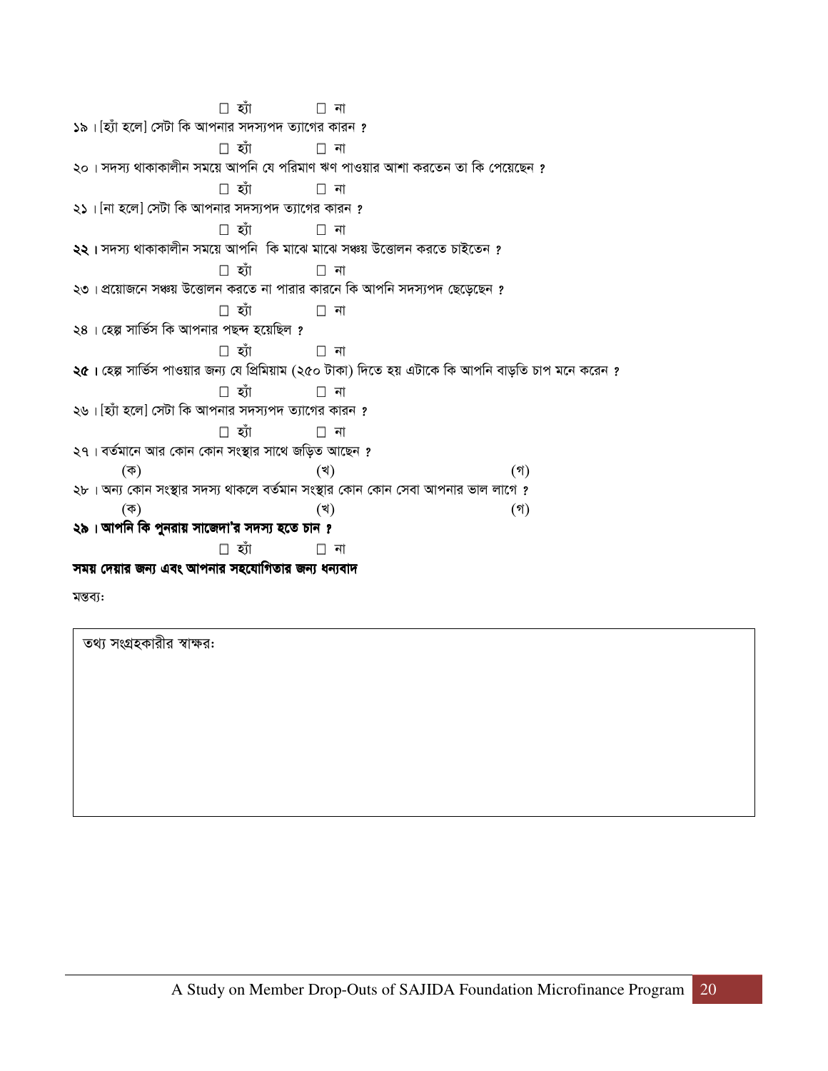□ হ্যাঁ □ না

১৯। [হ্যাঁ হলে] সেটা কি আপনার সদস্যপদ ত্যাগের কারন ?

□ হ্যাঁ □ না

২০। সদস্য থাকাকালীন সময়ে আপনি যে পরিমাণ ঋণ পাওয়ার আশা করতেন তা কি পেয়েছেন ?

□ হ্যাঁ □ না

২১। [না হলে] সেটা কি আপনার সদস্যপদ ত্যাগের কারন ?

□ হ্যাঁ □ না

**২২।** সদস্য থাকাকালীন সময়ে আপনি কি মাঝে মাঝে সঞ্চয় উত্তোলন করতে চাইতেন ?

□ হ্যাঁ □ না

২৩। প্রয়োজনে সঞ্চয় উত্তোলন করতে না পারার কারনে কি আপনি সদস্যপদ ছেড়েছেন ?

□ হ্যাঁ □ না

২৪। হেল্প সার্ভিস কি আপনার পছন্দ হয়েছিল ?

□ হ্যাঁ □ না

**২৫।** হেল্প সার্ভিস পাওয়ার জন্য যে প্রিমিয়াম (২৫০ টাকা) দিতে হয় এটাকে কি আপনি বাড়তি চাপ মনে করেন ?

□ হ্যাঁ □ না

২৬। [হ্যাঁ হলে] সেটা কি আপনার সদস্যপদ ত্যাগের কারন ?

□ হ্যাঁ □ না

২৭। বর্তমানে আর কোন কোন সংস্থার সাথে জড়িত আছেন ?

(ক) (খ) (গ)

২৮। অন্য কোন সংস্থার সদস্য থাকলে বর্তমান সংস্থার কোন কোন সেবা আপনার ভাল লাগে ?

(ক) (খ) (গ)

**২৯। আপনি কি পুনরায় সাজেদা'র সদস্য হতে চান ?**

□ হ্যাঁ □ না

**সময় দেয়ার জন্য এবং আপনার সহযোগিতার জন্য ধন্যবাদ**

মন্তব্যঃ

তথ্য সংগ্রহকারীর স্বাক্ষরঃ